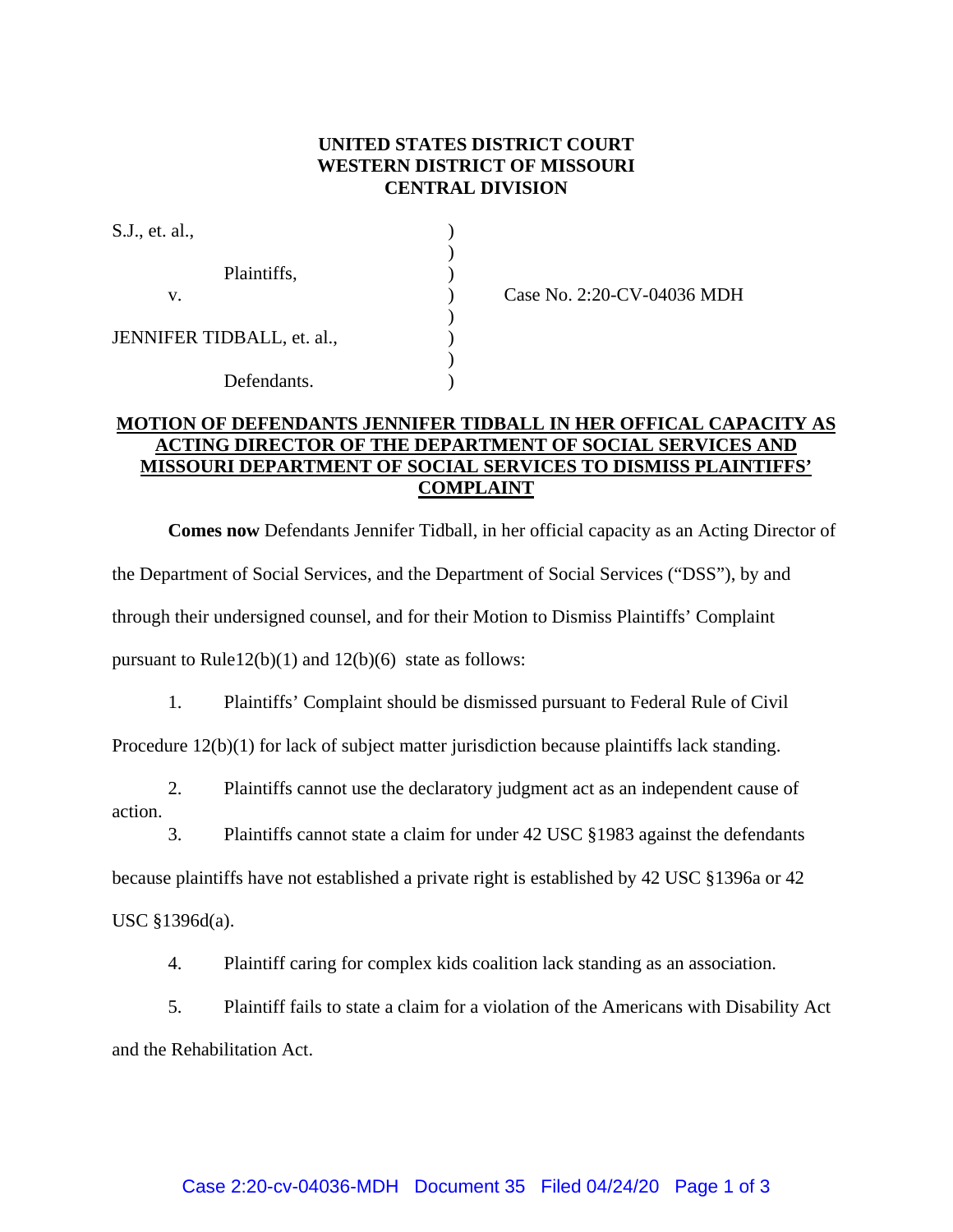**UNITED STATES DISTRICT COURT**
**WESTERN DISTRICT OF MISSOURI**
**CENTRAL DIVISION**

| | | |
|---|---|---|
| S.J., et. al., | ) | |
| | ) | |
| Plaintiffs, | ) | |
| v. | ) | Case No. 2:20-CV-04036 MDH |
| | ) | |
| JENNIFER TIDBALL, et. al., | ) | |
| | ) | |
| Defendants. | ) | |

**MOTION OF DEFENDANTS JENNIFER TIDBALL IN HER OFFICAL CAPACITY AS ACTING DIRECTOR OF THE DEPARTMENT OF SOCIAL SERVICES AND MISSOURI DEPARTMENT OF SOCIAL SERVICES TO DISMISS PLAINTIFFS' COMPLAINT**

**Comes now** Defendants Jennifer Tidball, in her official capacity as an Acting Director of the Department of Social Services, and the Department of Social Services ("DSS"), by and through their undersigned counsel, and for their Motion to Dismiss Plaintiffs' Complaint pursuant to Rule12(b)(1) and 12(b)(6) state as follows:

1. Plaintiffs' Complaint should be dismissed pursuant to Federal Rule of Civil Procedure 12(b)(1) for lack of subject matter jurisdiction because plaintiffs lack standing.

2. Plaintiffs cannot use the declaratory judgment act as an independent cause of action.

3. Plaintiffs cannot state a claim for under 42 USC §1983 against the defendants because plaintiffs have not established a private right is established by 42 USC §1396a or 42 USC §1396d(a).

4. Plaintiff caring for complex kids coalition lack standing as an association.

5. Plaintiff fails to state a claim for a violation of the Americans with Disability Act and the Rehabilitation Act.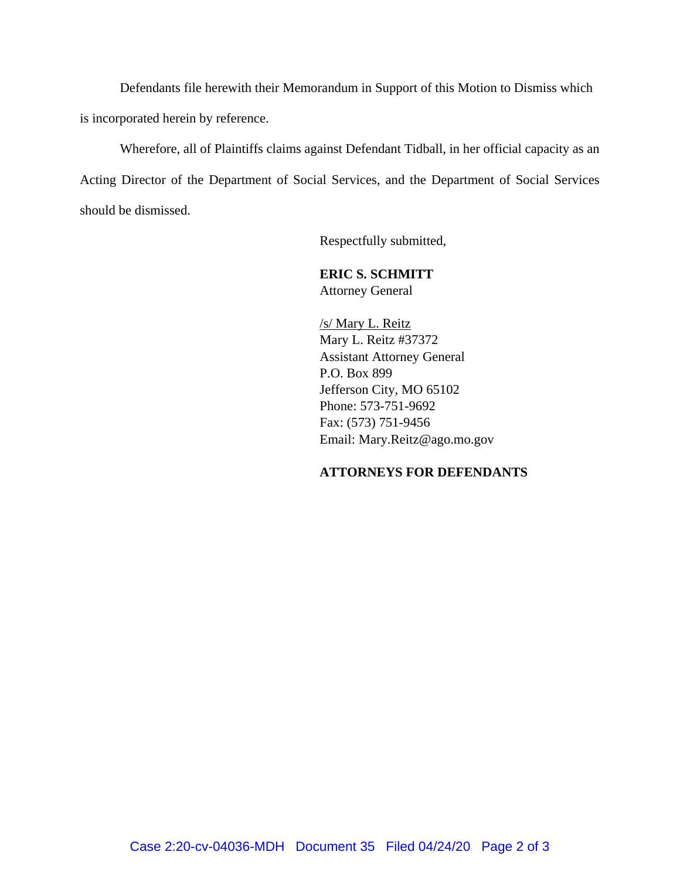Defendants file herewith their Memorandum in Support of this Motion to Dismiss which is incorporated herein by reference.

Wherefore, all of Plaintiffs claims against Defendant Tidball, in her official capacity as an Acting Director of the Department of Social Services, and the Department of Social Services should be dismissed.

Respectfully submitted,

**ERIC S. SCHMITT**
Attorney General

/s/ Mary L. Reitz
Mary L. Reitz #37372
Assistant Attorney General
P.O. Box 899
Jefferson City, MO 65102
Phone: 573-751-9692
Fax: (573) 751-9456
Email: Mary.Reitz@ago.mo.gov

**ATTORNEYS FOR DEFENDANTS**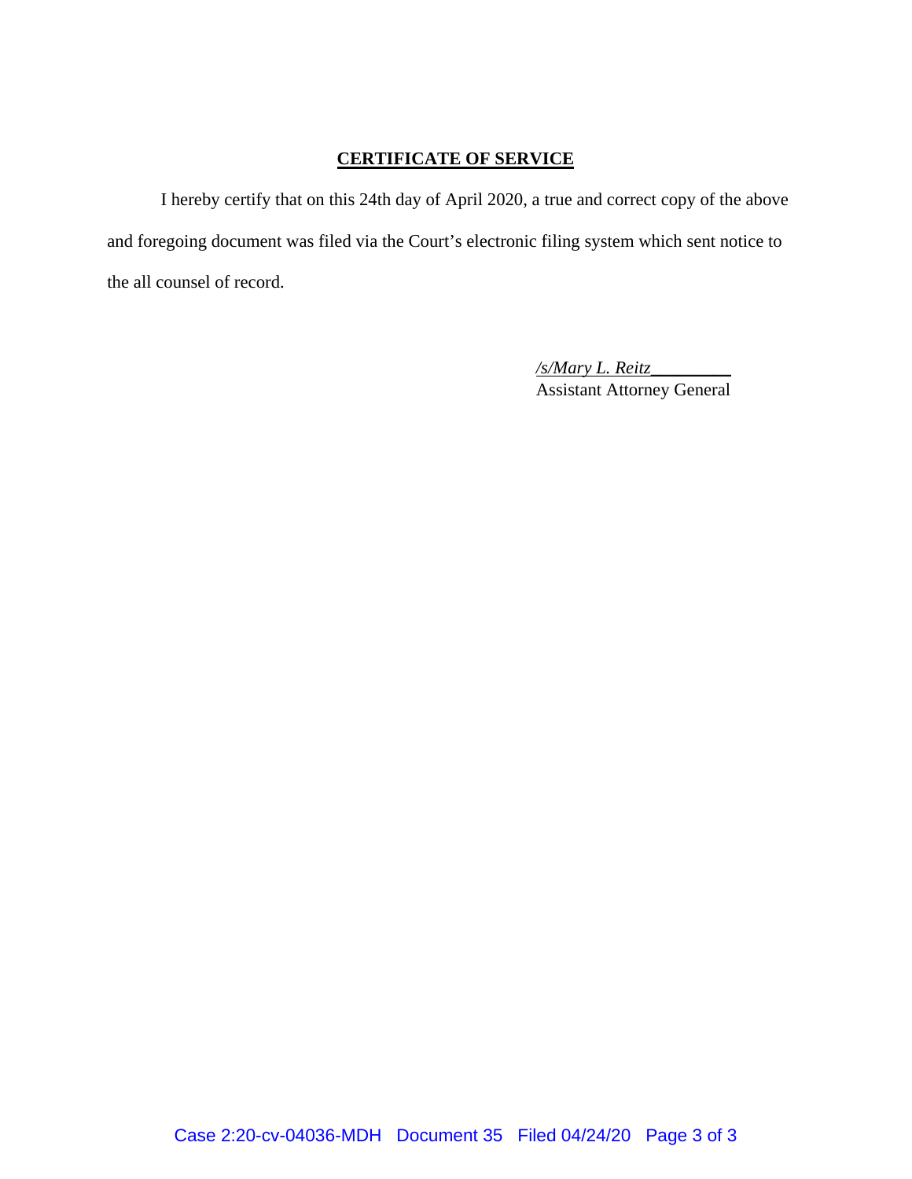## CERTIFICATE OF SERVICE

I hereby certify that on this 24th day of April 2020, a true and correct copy of the above and foregoing document was filed via the Court's electronic filing system which sent notice to the all counsel of record.

*/s/Mary L. Reitz*_________
Assistant Attorney General